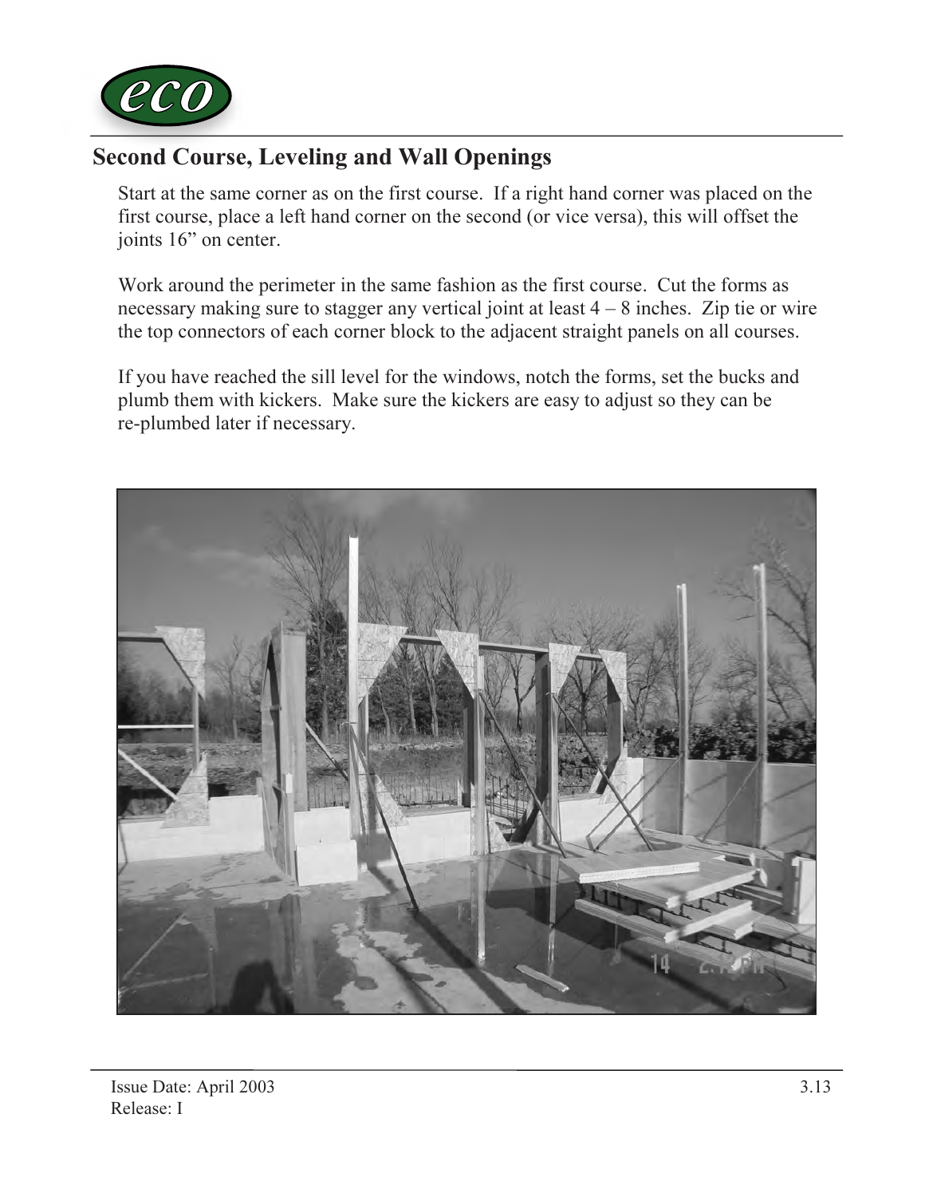## Second Course, Leveling and Wall Openings

Start at the same corner as on the first course. If a right hand corner was placed on the first course, place a left hand corner on the second (or vice versa), this will offset the joints 16" on center.

Work around the perimeter in the same fashion as the first course. Cut the forms as necessary making sure to stagger any vertical joint at least 4 – 8 inches. Zip tie or wire the top connectors of each corner block to the adjacent straight panels on all courses.

If you have reached the sill level for the windows, notch the forms, set the bucks and plumb them with kickers. Make sure the kickers are easy to adjust so they can be re-plumbed later if necessary.

Issue Date: April 2003
Release: I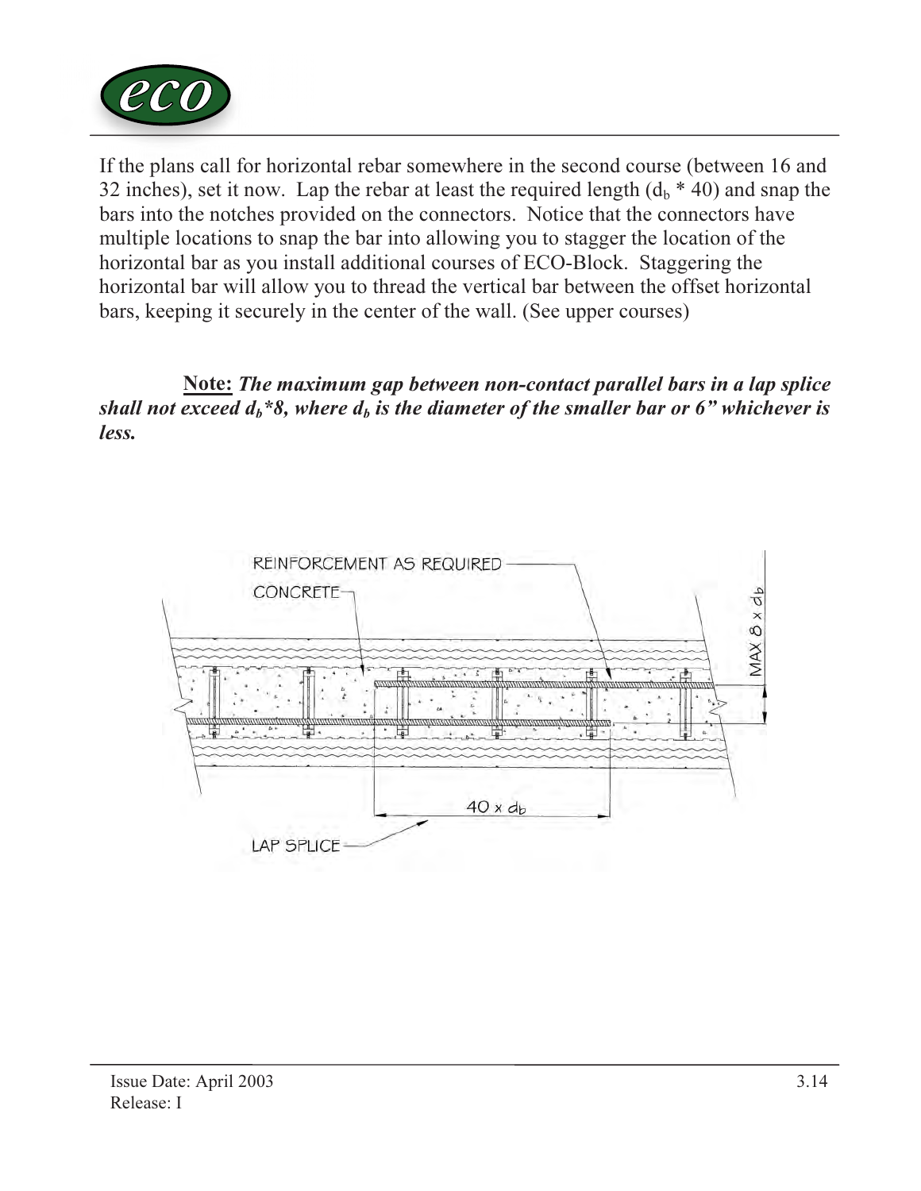If the plans call for horizontal rebar somewhere in the second course (between 16 and 32 inches), set it now. Lap the rebar at least the required length ($d_b$ * 40) and snap the bars into the notches provided on the connectors. Notice that the connectors have multiple locations to snap the bar into allowing you to stagger the location of the horizontal bar as you install additional courses of ECO-Block. Staggering the horizontal bar will allow you to thread the vertical bar between the offset horizontal bars, keeping it securely in the center of the wall. (See upper courses)

**Note:** ***The maximum gap between non-contact parallel bars in a lap splice shall not exceed $d_b$\*8, where $d_b$ is the diameter of the smaller bar or 6" whichever is less.***

REINFORCEMENT AS REQUIRED

CONCRETE

MAX 8 x $d_b$

40 x $d_b$

LAP SPLICE